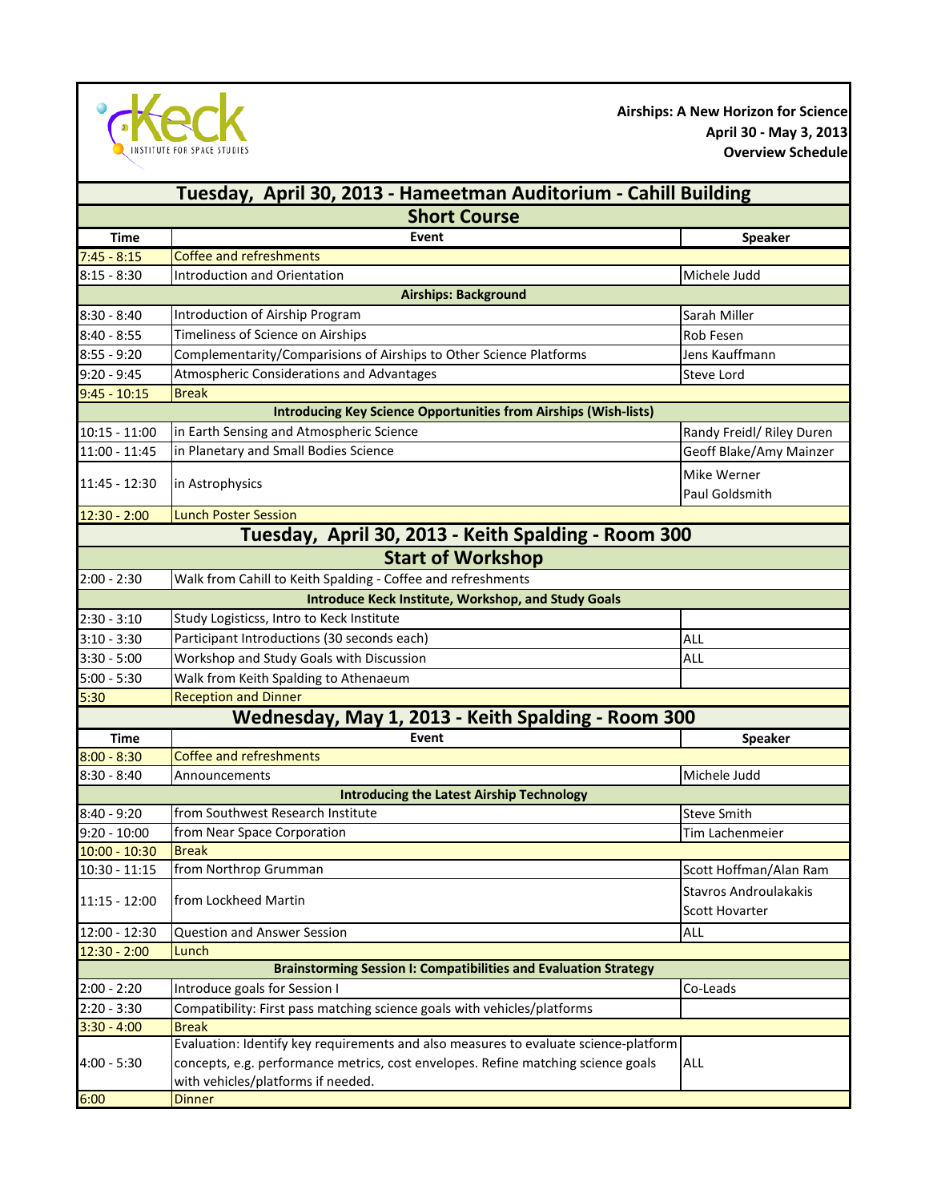Keck Institute for Space Studies

**Airships: A New Horizon for Science**
**April 30 - May 3, 2013**
**Overview Schedule**

## Tuesday, April 30, 2013 - Hameetman Auditorium - Cahill Building

### Short Course

| Time | Event | Speaker |
|---|---|---|
| 7:45 - 8:15 | Coffee and refreshments | |
| 8:15 - 8:30 | Introduction and Orientation | Michele Judd |
| | **Airships: Background** | |
| 8:30 - 8:40 | Introduction of Airship Program | Sarah Miller |
| 8:40 - 8:55 | Timeliness of Science on Airships | Rob Fesen |
| 8:55 - 9:20 | Complementarity/Comparisions of Airships to Other Science Platforms | Jens Kauffmann |
| 9:20 - 9:45 | Atmospheric Considerations and Advantages | Steve Lord |
| 9:45 - 10:15 | Break | |
| | **Introducing Key Science Opportunities from Airships (Wish-lists)** | |
| 10:15 - 11:00 | in Earth Sensing and Atmospheric Science | Randy Freidl/ Riley Duren |
| 11:00 - 11:45 | in Planetary and Small Bodies Science | Geoff Blake/Amy Mainzer |
| 11:45 - 12:30 | in Astrophysics | Mike Werner<br>Paul Goldsmith |
| 12:30 - 2:00 | Lunch Poster Session | |

## Tuesday, April 30, 2013 - Keith Spalding - Room 300

### Start of Workshop

| Time | Event | Speaker |
|---|---|---|
| 2:00 - 2:30 | Walk from Cahill to Keith Spalding - Coffee and refreshments | |
| | **Introduce Keck Institute, Workshop, and Study Goals** | |
| 2:30 - 3:10 | Study Logisticss, Intro to Keck Institute | |
| 3:10 - 3:30 | Participant Introductions (30 seconds each) | ALL |
| 3:30 - 5:00 | Workshop and Study Goals with Discussion | ALL |
| 5:00 - 5:30 | Walk from Keith Spalding to Athenaeum | |
| 5:30 | Reception and Dinner | |

## Wednesday, May 1, 2013 - Keith Spalding - Room 300

| Time | Event | Speaker |
|---|---|---|
| 8:00 - 8:30 | Coffee and refreshments | |
| 8:30 - 8:40 | Announcements | Michele Judd |
| | **Introducing the Latest Airship Technology** | |
| 8:40 - 9:20 | from Southwest Research Institute | Steve Smith |
| 9:20 - 10:00 | from Near Space Corporation | Tim Lachenmeier |
| 10:00 - 10:30 | Break | |
| 10:30 - 11:15 | from Northrop Grumman | Scott Hoffman/Alan Ram |
| 11:15 - 12:00 | from Lockheed Martin | Stavros Androulakakis<br>Scott Hovarter |
| 12:00 - 12:30 | Question and Answer Session | ALL |
| 12:30 - 2:00 | Lunch | |
| | **Brainstorming Session I: Compatibilities and Evaluation Strategy** | |
| 2:00 - 2:20 | Introduce goals for Session I | Co-Leads |
| 2:20 - 3:30 | Compatibility: First pass matching science goals with vehicles/platforms | |
| 3:30 - 4:00 | Break | |
| 4:00 - 5:30 | Evaluation: Identify key requirements and also measures to evaluate science-platform concepts, e.g. performance metrics, cost envelopes. Refine matching science goals with vehicles/platforms if needed. | ALL |
| 6:00 | Dinner | |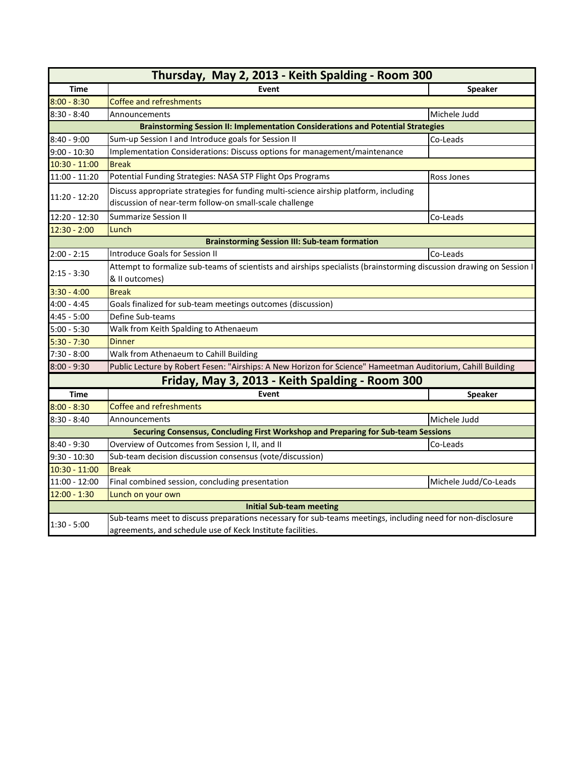| Thursday, May 2, 2013 - Keith Spalding - Room 300 | | |
|---|---|---|
| **Time** | **Event** | **Speaker** |
| 8:00 - 8:30 | Coffee and refreshments | |
| 8:30 - 8:40 | Announcements | Michele Judd |
| **Brainstorming Session II: Implementation Considerations and Potential Strategies** | | |
| 8:40 - 9:00 | Sum-up Session I and Introduce goals for Session II | Co-Leads |
| 9:00 - 10:30 | Implementation Considerations: Discuss options for management/maintenance | |
| 10:30 - 11:00 | Break | |
| 11:00 - 11:20 | Potential Funding Strategies: NASA STP Flight Ops Programs | Ross Jones |
| 11:20 - 12:20 | Discuss appropriate strategies for funding multi-science airship platform, including discussion of near-term follow-on small-scale challenge | |
| 12:20 - 12:30 | Summarize Session II | Co-Leads |
| 12:30 - 2:00 | Lunch | |
| **Brainstorming Session III: Sub-team formation** | | |
| 2:00 - 2:15 | Introduce Goals for Session II | Co-Leads |
| 2:15 - 3:30 | Attempt to formalize sub-teams of scientists and airships specialists (brainstorming discussion drawing on Session I & II outcomes) | |
| 3:30 - 4:00 | Break | |
| 4:00 - 4:45 | Goals finalized for sub-team meetings outcomes (discussion) | |
| 4:45 - 5:00 | Define Sub-teams | |
| 5:00 - 5:30 | Walk from Keith Spalding to Athenaeum | |
| 5:30 - 7:30 | Dinner | |
| 7:30 - 8:00 | Walk from Athenaeum to Cahill Building | |
| 8:00 - 9:30 | Public Lecture by Robert Fesen: "Airships: A New Horizon for Science" Hameetman Auditorium, Cahill Building | |

| Friday, May 3, 2013 - Keith Spalding - Room 300 | | |
|---|---|---|
| **Time** | **Event** | **Speaker** |
| 8:00 - 8:30 | Coffee and refreshments | |
| 8:30 - 8:40 | Announcements | Michele Judd |
| **Securing Consensus, Concluding First Workshop and Preparing for Sub-team Sessions** | | |
| 8:40 - 9:30 | Overview of Outcomes from Session I, II, and II | Co-Leads |
| 9:30 - 10:30 | Sub-team decision discussion consensus (vote/discussion) | |
| 10:30 - 11:00 | Break | |
| 11:00 - 12:00 | Final combined session, concluding presentation | Michele Judd/Co-Leads |
| 12:00 - 1:30 | Lunch on your own | |
| **Initial Sub-team meeting** | | |
| 1:30 - 5:00 | Sub-teams meet to discuss preparations necessary for sub-teams meetings, including need for non-disclosure agreements, and schedule use of Keck Institute facilities. | |